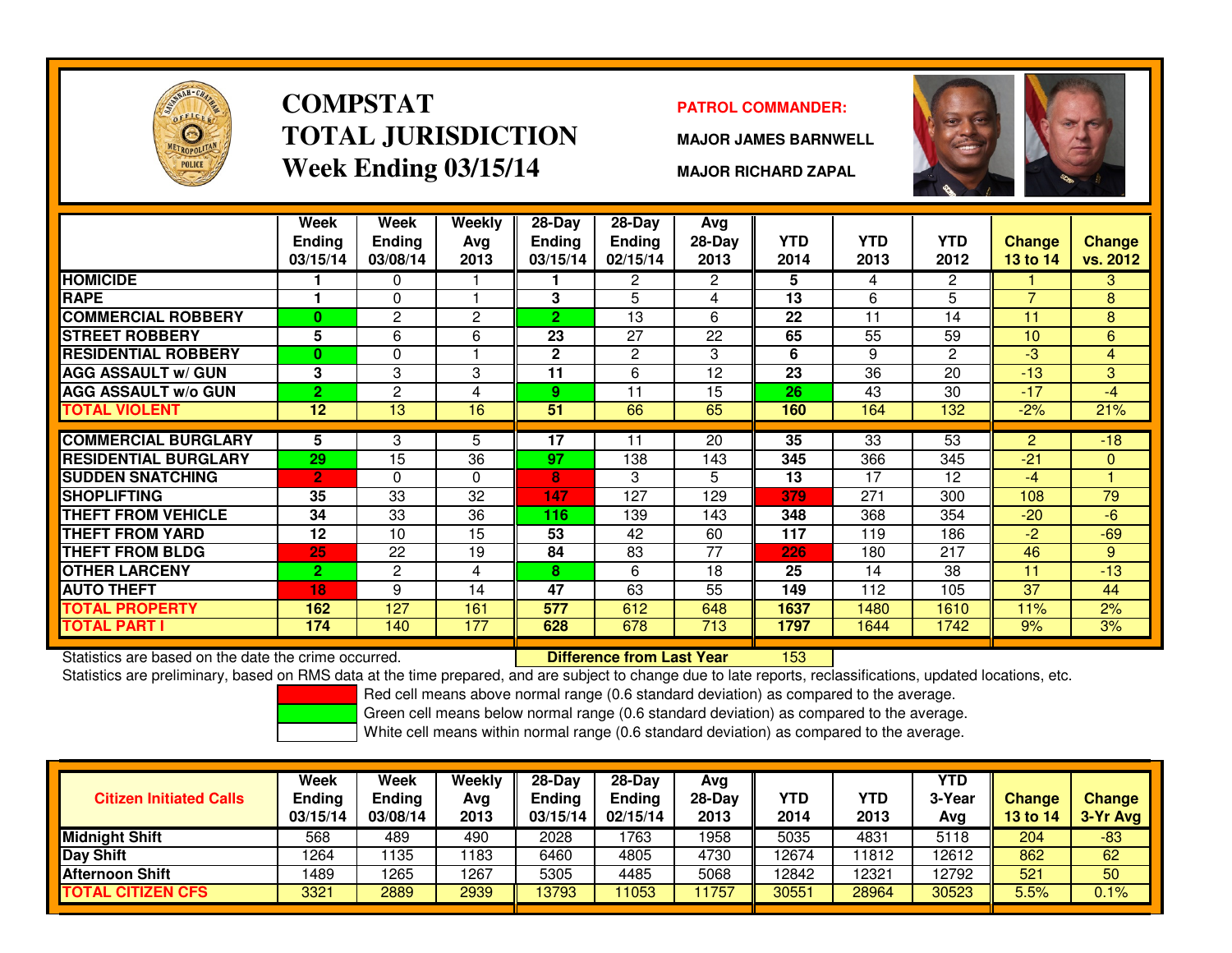# COMPSTAT
# TOTAL JURISDICTION
# Week Ending 03/15/14

**PATROL COMMANDER:**

**MAJOR JAMES BARNWELL**

**MAJOR RICHARD ZAPAL**

| | Week Ending 03/15/14 | Week Ending 03/08/14 | Weekly Avg 2013 | 28-Day Ending 03/15/14 | 28-Day Ending 02/15/14 | Avg 28-Day 2013 | YTD 2014 | YTD 2013 | YTD 2012 | Change 13 to 14 | Change vs. 2012 |
|---|---|---|---|---|---|---|---|---|---|---|---|
| HOMICIDE | 1 | 0 | 1 | 1 | 2 | 2 | 5 | 4 | 2 | 1 | 3 |
| RAPE | 1 | 0 | 1 | 3 | 5 | 4 | 13 | 6 | 5 | 7 | 8 |
| COMMERCIAL ROBBERY | 0 | 2 | 2 | 2 | 13 | 6 | 22 | 11 | 14 | 11 | 8 |
| STREET ROBBERY | 5 | 6 | 6 | 23 | 27 | 22 | 65 | 55 | 59 | 10 | 6 |
| RESIDENTIAL ROBBERY | 0 | 0 | 1 | 2 | 2 | 3 | 6 | 9 | 2 | -3 | 4 |
| AGG ASSAULT w/ GUN | 3 | 3 | 3 | 11 | 6 | 12 | 23 | 36 | 20 | -13 | 3 |
| AGG ASSAULT w/o GUN | 2 | 2 | 4 | 9 | 11 | 15 | 26 | 43 | 30 | -17 | -4 |
| TOTAL VIOLENT | 12 | 13 | 16 | 51 | 66 | 65 | 160 | 164 | 132 | -2% | 21% |
| COMMERCIAL BURGLARY | 5 | 3 | 5 | 17 | 11 | 20 | 35 | 33 | 53 | 2 | -18 |
| RESIDENTIAL BURGLARY | 29 | 15 | 36 | 97 | 138 | 143 | 345 | 366 | 345 | -21 | 0 |
| SUDDEN SNATCHING | 2 | 0 | 0 | 8 | 3 | 5 | 13 | 17 | 12 | -4 | 1 |
| SHOPLIFTING | 35 | 33 | 32 | 147 | 127 | 129 | 379 | 271 | 300 | 108 | 79 |
| THEFT FROM VEHICLE | 34 | 33 | 36 | 116 | 139 | 143 | 348 | 368 | 354 | -20 | -6 |
| THEFT FROM YARD | 12 | 10 | 15 | 53 | 42 | 60 | 117 | 119 | 186 | -2 | -69 |
| THEFT FROM BLDG | 25 | 22 | 19 | 84 | 83 | 77 | 226 | 180 | 217 | 46 | 9 |
| OTHER LARCENY | 2 | 2 | 4 | 8 | 6 | 18 | 25 | 14 | 38 | 11 | -13 |
| AUTO THEFT | 18 | 9 | 14 | 47 | 63 | 55 | 149 | 112 | 105 | 37 | 44 |
| TOTAL PROPERTY | 162 | 127 | 161 | 577 | 612 | 648 | 1637 | 1480 | 1610 | 11% | 2% |
| TOTAL PART I | 174 | 140 | 177 | 628 | 678 | 713 | 1797 | 1644 | 1742 | 9% | 3% |

Statistics are based on the date the crime occurred. **Difference from Last Year** 153

Statistics are preliminary, based on RMS data at the time prepared, and are subject to change due to late reports, reclassifications, updated locations, etc.

Red cell means above normal range (0.6 standard deviation) as compared to the average.

Green cell means below normal range (0.6 standard deviation) as compared to the average.

White cell means within normal range (0.6 standard deviation) as compared to the average.

| Citizen Initiated Calls | Week Ending 03/15/14 | Week Ending 03/08/14 | Weekly Avg 2013 | 28-Day Ending 03/15/14 | 28-Day Ending 02/15/14 | Avg 28-Day 2013 | YTD 2014 | YTD 2013 | YTD 3-Year Avg | Change 13 to 14 | Change 3-Yr Avg |
|---|---|---|---|---|---|---|---|---|---|---|---|
| Midnight Shift | 568 | 489 | 490 | 2028 | 1763 | 1958 | 5035 | 4831 | 5118 | 204 | -83 |
| Day Shift | 1264 | 1135 | 1183 | 6460 | 4805 | 4730 | 12674 | 11812 | 12612 | 862 | 62 |
| Afternoon Shift | 1489 | 1265 | 1267 | 5305 | 4485 | 5068 | 12842 | 12321 | 12792 | 521 | 50 |
| TOTAL CITIZEN CFS | 3321 | 2889 | 2939 | 13793 | 11053 | 11757 | 30551 | 28964 | 30523 | 5.5% | 0.1% |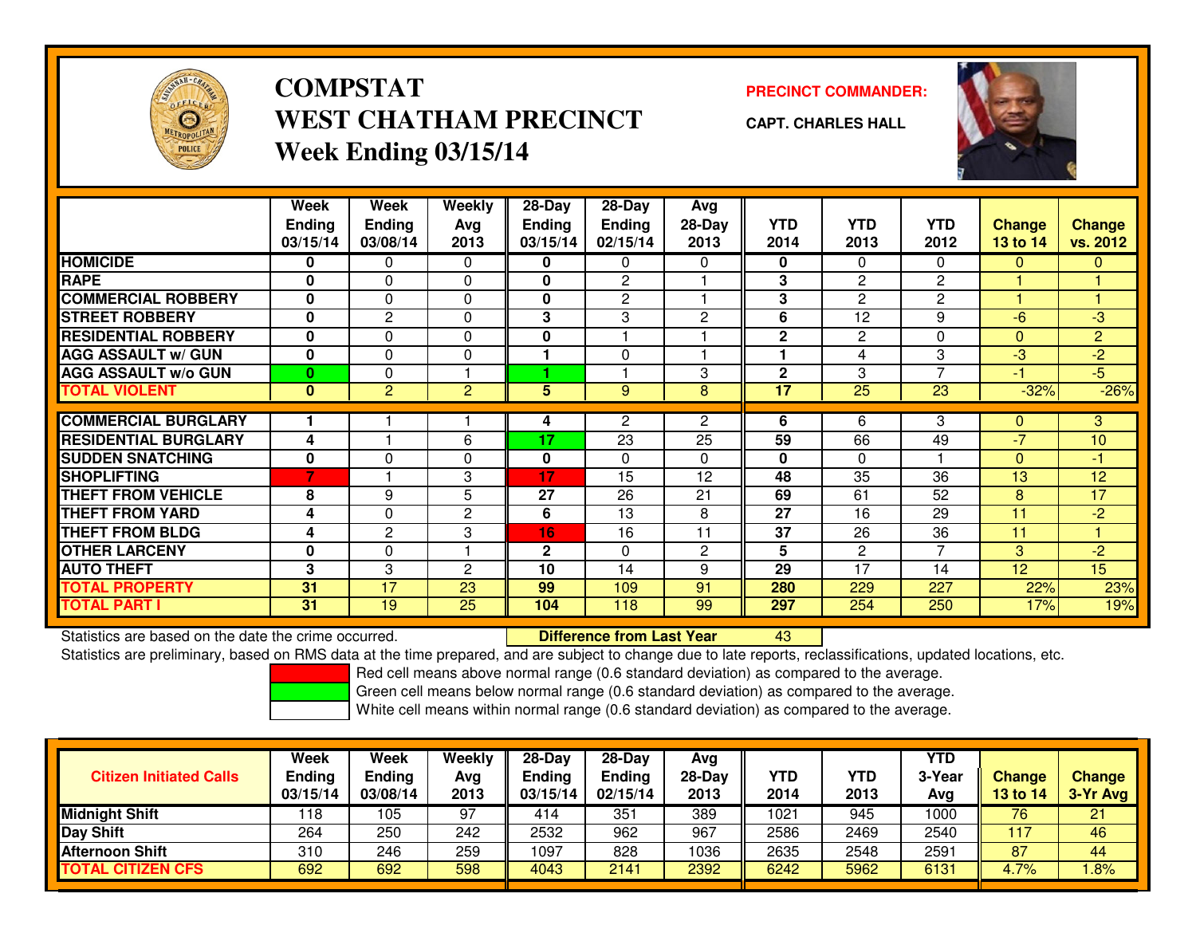# COMPSTAT
# WEST CHATHAM PRECINCT
## Week Ending 03/15/14

**PRECINCT COMMANDER:**

**CAPT. CHARLES HALL**

| | Week Ending 03/15/14 | Week Ending 03/08/14 | Weekly Avg 2013 | 28-Day Ending 03/15/14 | 28-Day Ending 02/15/14 | Avg 28-Day 2013 | YTD 2014 | YTD 2013 | YTD 2012 | Change 13 to 14 | Change vs. 2012 |
|---|---|---|---|---|---|---|---|---|---|---|---|
| HOMICIDE | 0 | 0 | 0 | 0 | 0 | 0 | 0 | 0 | 0 | 0 | 0 |
| RAPE | 0 | 0 | 0 | 0 | 2 | 1 | 3 | 2 | 2 | 1 | 1 |
| COMMERCIAL ROBBERY | 0 | 0 | 0 | 0 | 2 | 1 | 3 | 2 | 2 | 1 | 1 |
| STREET ROBBERY | 0 | 2 | 0 | 3 | 3 | 2 | 6 | 12 | 9 | -6 | -3 |
| RESIDENTIAL ROBBERY | 0 | 0 | 0 | 0 | 1 | 1 | 2 | 2 | 0 | 0 | 2 |
| AGG ASSAULT w/ GUN | 0 | 0 | 0 | 1 | 0 | 1 | 1 | 4 | 3 | -3 | -2 |
| AGG ASSAULT w/o GUN | 0 | 0 | 1 | 1 | 1 | 3 | 2 | 3 | 7 | -1 | -5 |
| TOTAL VIOLENT | 0 | 2 | 2 | 5 | 9 | 8 | 17 | 25 | 23 | -32% | -26% |
| COMMERCIAL BURGLARY | 1 | 1 | 1 | 4 | 2 | 2 | 6 | 6 | 3 | 0 | 3 |
| RESIDENTIAL BURGLARY | 4 | 1 | 6 | 17 | 23 | 25 | 59 | 66 | 49 | -7 | 10 |
| SUDDEN SNATCHING | 0 | 0 | 0 | 0 | 0 | 0 | 0 | 0 | 1 | 0 | -1 |
| SHOPLIFTING | 7 | 1 | 3 | 17 | 15 | 12 | 48 | 35 | 36 | 13 | 12 |
| THEFT FROM VEHICLE | 8 | 9 | 5 | 27 | 26 | 21 | 69 | 61 | 52 | 8 | 17 |
| THEFT FROM YARD | 4 | 0 | 2 | 6 | 13 | 8 | 27 | 16 | 29 | 11 | -2 |
| THEFT FROM BLDG | 4 | 2 | 3 | 16 | 16 | 11 | 37 | 26 | 36 | 11 | 1 |
| OTHER LARCENY | 0 | 0 | 1 | 2 | 0 | 2 | 5 | 2 | 7 | 3 | -2 |
| AUTO THEFT | 3 | 3 | 2 | 10 | 14 | 9 | 29 | 17 | 14 | 12 | 15 |
| TOTAL PROPERTY | 31 | 17 | 23 | 99 | 109 | 91 | 280 | 229 | 227 | 22% | 23% |
| TOTAL PART I | 31 | 19 | 25 | 104 | 118 | 99 | 297 | 254 | 250 | 17% | 19% |

Statistics are based on the date the crime occurred. **Difference from Last Year** 43

Statistics are preliminary, based on RMS data at the time prepared, and are subject to change due to late reports, reclassifications, updated locations, etc.

Red cell means above normal range (0.6 standard deviation) as compared to the average.

Green cell means below normal range (0.6 standard deviation) as compared to the average.

White cell means within normal range (0.6 standard deviation) as compared to the average.

| Citizen Initiated Calls | Week Ending 03/15/14 | Week Ending 03/08/14 | Weekly Avg 2013 | 28-Day Ending 03/15/14 | 28-Day Ending 02/15/14 | Avg 28-Day 2013 | YTD 2014 | YTD 2013 | YTD 3-Year Avg | Change 13 to 14 | Change 3-Yr Avg |
|---|---|---|---|---|---|---|---|---|---|---|---|
| Midnight Shift | 118 | 105 | 97 | 414 | 351 | 389 | 1021 | 945 | 1000 | 76 | 21 |
| Day Shift | 264 | 250 | 242 | 2532 | 962 | 967 | 2586 | 2469 | 2540 | 117 | 46 |
| Afternoon Shift | 310 | 246 | 259 | 1097 | 828 | 1036 | 2635 | 2548 | 2591 | 87 | 44 |
| TOTAL CITIZEN CFS | 692 | 692 | 598 | 4043 | 2141 | 2392 | 6242 | 5962 | 6131 | 4.7% | 1.8% |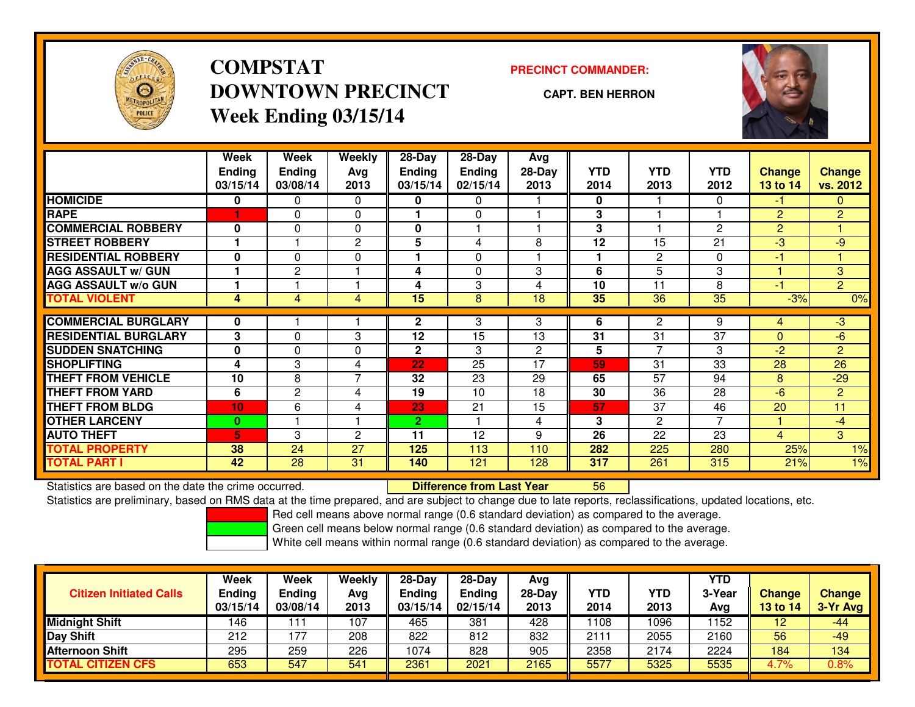# COMPSTAT
# DOWNTOWN PRECINCT
## Week Ending 03/15/14

**PRECINCT COMMANDER:**

**CAPT. BEN HERRON**

| | Week Ending 03/15/14 | Week Ending 03/08/14 | Weekly Avg 2013 | 28-Day Ending 03/15/14 | 28-Day Ending 02/15/14 | Avg 28-Day 2013 | YTD 2014 | YTD 2013 | YTD 2012 | Change 13 to 14 | Change vs. 2012 |
|---|---|---|---|---|---|---|---|---|---|---|---|
| **HOMICIDE** | 0 | 0 | 0 | 0 | 0 | 1 | 0 | 1 | 0 | -1 | 0 |
| **RAPE** | 1 | 0 | 0 | 1 | 0 | 1 | 3 | 1 | 1 | 2 | 2 |
| **COMMERCIAL ROBBERY** | 0 | 0 | 0 | 0 | 1 | 1 | 3 | 1 | 2 | 2 | 1 |
| **STREET ROBBERY** | 1 | 1 | 2 | 5 | 4 | 8 | 12 | 15 | 21 | -3 | -9 |
| **RESIDENTIAL ROBBERY** | 0 | 0 | 0 | 1 | 0 | 1 | 1 | 2 | 0 | -1 | 1 |
| **AGG ASSAULT w/ GUN** | 1 | 2 | 1 | 4 | 0 | 3 | 6 | 5 | 3 | 1 | 3 |
| **AGG ASSAULT w/o GUN** | 1 | 1 | 1 | 4 | 3 | 4 | 10 | 11 | 8 | -1 | 2 |
| **TOTAL VIOLENT** | 4 | 4 | 4 | 15 | 8 | 18 | 35 | 36 | 35 | -3% | 0% |
| **COMMERCIAL BURGLARY** | 0 | 1 | 1 | 2 | 3 | 3 | 6 | 2 | 9 | 4 | -3 |
| **RESIDENTIAL BURGLARY** | 3 | 0 | 3 | 12 | 15 | 13 | 31 | 31 | 37 | 0 | -6 |
| **SUDDEN SNATCHING** | 0 | 0 | 0 | 2 | 3 | 2 | 5 | 7 | 3 | -2 | 2 |
| **SHOPLIFTING** | 4 | 3 | 4 | 22 | 25 | 17 | 59 | 31 | 33 | 28 | 26 |
| **THEFT FROM VEHICLE** | 10 | 8 | 7 | 32 | 23 | 29 | 65 | 57 | 94 | 8 | -29 |
| **THEFT FROM YARD** | 6 | 2 | 4 | 19 | 10 | 18 | 30 | 36 | 28 | -6 | 2 |
| **THEFT FROM BLDG** | 10 | 6 | 4 | 23 | 21 | 15 | 57 | 37 | 46 | 20 | 11 |
| **OTHER LARCENY** | 0 | 1 | 1 | 2 | 1 | 4 | 3 | 2 | 7 | 1 | -4 |
| **AUTO THEFT** | 5 | 3 | 2 | 11 | 12 | 9 | 26 | 22 | 23 | 4 | 3 |
| **TOTAL PROPERTY** | 38 | 24 | 27 | 125 | 113 | 110 | 282 | 225 | 280 | 25% | 1% |
| **TOTAL PART I** | 42 | 28 | 31 | 140 | 121 | 128 | 317 | 261 | 315 | 21% | 1% |

Statistics are based on the date the crime occurred. **Difference from Last Year** 56

Statistics are preliminary, based on RMS data at the time prepared, and are subject to change due to late reports, reclassifications, updated locations, etc.

Red cell means above normal range (0.6 standard deviation) as compared to the average.
Green cell means below normal range (0.6 standard deviation) as compared to the average.
White cell means within normal range (0.6 standard deviation) as compared to the average.

| Citizen Initiated Calls | Week Ending 03/15/14 | Week Ending 03/08/14 | Weekly Avg 2013 | 28-Day Ending 03/15/14 | 28-Day Ending 02/15/14 | Avg 28-Day 2013 | YTD 2014 | YTD 2013 | YTD 3-Year Avg | Change 13 to 14 | Change 3-Yr Avg |
|---|---|---|---|---|---|---|---|---|---|---|---|
| **Midnight Shift** | 146 | 111 | 107 | 465 | 381 | 428 | 1108 | 1096 | 1152 | 12 | -44 |
| **Day Shift** | 212 | 177 | 208 | 822 | 812 | 832 | 2111 | 2055 | 2160 | 56 | -49 |
| **Afternoon Shift** | 295 | 259 | 226 | 1074 | 828 | 905 | 2358 | 2174 | 2224 | 184 | 134 |
| **TOTAL CITIZEN CFS** | 653 | 547 | 541 | 2361 | 2021 | 2165 | 5577 | 5325 | 5535 | 4.7% | 0.8% |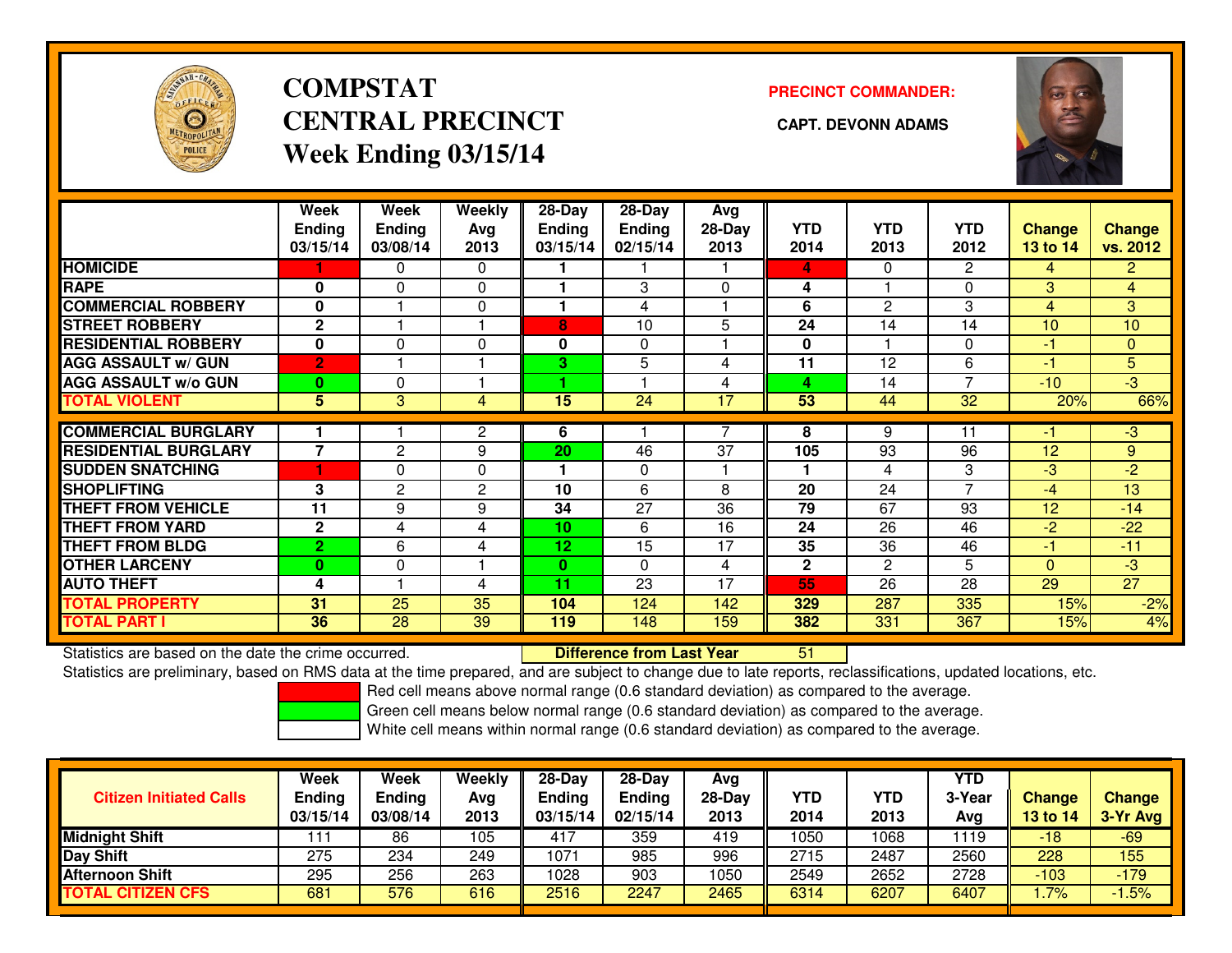# COMPSTAT
# CENTRAL PRECINCT
## Week Ending 03/15/14

**PRECINCT COMMANDER:**

**CAPT. DEVONN ADAMS**

| | Week Ending 03/15/14 | Week Ending 03/08/14 | Weekly Avg 2013 | 28-Day Ending 03/15/14 | 28-Day Ending 02/15/14 | Avg 28-Day 2013 | YTD 2014 | YTD 2013 | YTD 2012 | Change 13 to 14 | Change vs. 2012 |
|---|---|---|---|---|---|---|---|---|---|---|---|
| **HOMICIDE** | 1 | 0 | 0 | 1 | 1 | 1 | 4 | 0 | 2 | 4 | 2 |
| **RAPE** | 0 | 0 | 0 | 1 | 3 | 0 | 4 | 1 | 0 | 3 | 4 |
| **COMMERCIAL ROBBERY** | 0 | 1 | 0 | 1 | 4 | 1 | 6 | 2 | 3 | 4 | 3 |
| **STREET ROBBERY** | 2 | 1 | 1 | 8 | 10 | 5 | 24 | 14 | 14 | 10 | 10 |
| **RESIDENTIAL ROBBERY** | 0 | 0 | 0 | 0 | 0 | 1 | 0 | 1 | 0 | -1 | 0 |
| **AGG ASSAULT w/ GUN** | 2 | 1 | 1 | 3 | 5 | 4 | 11 | 12 | 6 | -1 | 5 |
| **AGG ASSAULT w/o GUN** | 0 | 0 | 1 | 1 | 1 | 4 | 4 | 14 | 7 | -10 | -3 |
| **TOTAL VIOLENT** | 5 | 3 | 4 | 15 | 24 | 17 | 53 | 44 | 32 | 20% | 66% |
| **COMMERCIAL BURGLARY** | 1 | 1 | 2 | 6 | 1 | 7 | 8 | 9 | 11 | -1 | -3 |
| **RESIDENTIAL BURGLARY** | 7 | 2 | 9 | 20 | 46 | 37 | 105 | 93 | 96 | 12 | 9 |
| **SUDDEN SNATCHING** | 1 | 0 | 0 | 1 | 0 | 1 | 1 | 4 | 3 | -3 | -2 |
| **SHOPLIFTING** | 3 | 2 | 2 | 10 | 6 | 8 | 20 | 24 | 7 | -4 | 13 |
| **THEFT FROM VEHICLE** | 11 | 9 | 9 | 34 | 27 | 36 | 79 | 67 | 93 | 12 | -14 |
| **THEFT FROM YARD** | 2 | 4 | 4 | 10 | 6 | 16 | 24 | 26 | 46 | -2 | -22 |
| **THEFT FROM BLDG** | 2 | 6 | 4 | 12 | 15 | 17 | 35 | 36 | 46 | -1 | -11 |
| **OTHER LARCENY** | 0 | 0 | 1 | 0 | 0 | 4 | 2 | 2 | 5 | 0 | -3 |
| **AUTO THEFT** | 4 | 1 | 4 | 11 | 23 | 17 | 55 | 26 | 28 | 29 | 27 |
| **TOTAL PROPERTY** | 31 | 25 | 35 | 104 | 124 | 142 | 329 | 287 | 335 | 15% | -2% |
| **TOTAL PART I** | 36 | 28 | 39 | 119 | 148 | 159 | 382 | 331 | 367 | 15% | 4% |

Statistics are based on the date the crime occurred. **Difference from Last Year** 51

Statistics are preliminary, based on RMS data at the time prepared, and are subject to change due to late reports, reclassifications, updated locations, etc.

Red cell means above normal range (0.6 standard deviation) as compared to the average.
Green cell means below normal range (0.6 standard deviation) as compared to the average.
White cell means within normal range (0.6 standard deviation) as compared to the average.

| Citizen Initiated Calls | Week Ending 03/15/14 | Week Ending 03/08/14 | Weekly Avg 2013 | 28-Day Ending 03/15/14 | 28-Day Ending 02/15/14 | Avg 28-Day 2013 | YTD 2014 | YTD 2013 | YTD 3-Year Avg | Change 13 to 14 | Change 3-Yr Avg |
|---|---|---|---|---|---|---|---|---|---|---|---|
| **Midnight Shift** | 111 | 86 | 105 | 417 | 359 | 419 | 1050 | 1068 | 1119 | -18 | -69 |
| **Day Shift** | 275 | 234 | 249 | 1071 | 985 | 996 | 2715 | 2487 | 2560 | 228 | 155 |
| **Afternoon Shift** | 295 | 256 | 263 | 1028 | 903 | 1050 | 2549 | 2652 | 2728 | -103 | -179 |
| **TOTAL CITIZEN CFS** | 681 | 576 | 616 | 2516 | 2247 | 2465 | 6314 | 6207 | 6407 | 1.7% | -1.5% |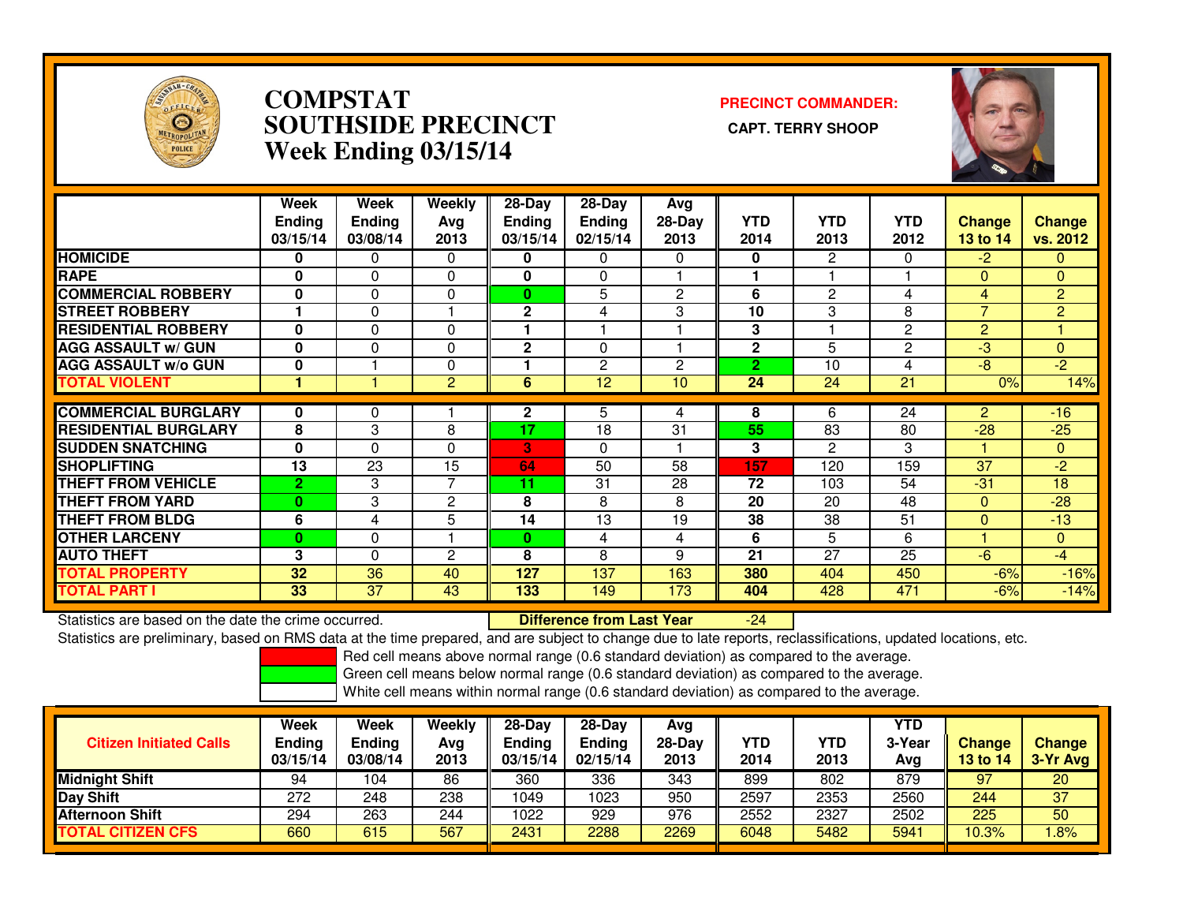# COMPSTAT SOUTHSIDE PRECINCT
## Week Ending 03/15/14

**PRECINCT COMMANDER:**

**CAPT. TERRY SHOOP**

| | Week Ending 03/15/14 | Week Ending 03/08/14 | Weekly Avg 2013 | 28-Day Ending 03/15/14 | 28-Day Ending 02/15/14 | Avg 28-Day 2013 | YTD 2014 | YTD 2013 | YTD 2012 | Change 13 to 14 | Change vs. 2012 |
|---|---|---|---|---|---|---|---|---|---|---|---|
| HOMICIDE | 0 | 0 | 0 | 0 | 0 | 0 | 0 | 2 | 0 | -2 | 0 |
| RAPE | 0 | 0 | 0 | 0 | 0 | 1 | 1 | 1 | 1 | 0 | 0 |
| COMMERCIAL ROBBERY | 0 | 0 | 0 | 0 | 5 | 2 | 6 | 2 | 4 | 4 | 2 |
| STREET ROBBERY | 1 | 0 | 1 | 2 | 4 | 3 | 10 | 3 | 8 | 7 | 2 |
| RESIDENTIAL ROBBERY | 0 | 0 | 0 | 1 | 1 | 1 | 3 | 1 | 2 | 2 | 1 |
| AGG ASSAULT w/ GUN | 0 | 0 | 0 | 2 | 0 | 1 | 2 | 5 | 2 | -3 | 0 |
| AGG ASSAULT w/o GUN | 0 | 1 | 0 | 1 | 2 | 2 | 2 | 10 | 4 | -8 | -2 |
| TOTAL VIOLENT | 1 | 1 | 2 | 6 | 12 | 10 | 24 | 24 | 21 | 0% | 14% |
| COMMERCIAL BURGLARY | 0 | 0 | 1 | 2 | 5 | 4 | 8 | 6 | 24 | 2 | -16 |
| RESIDENTIAL BURGLARY | 8 | 3 | 8 | 17 | 18 | 31 | 55 | 83 | 80 | -28 | -25 |
| SUDDEN SNATCHING | 0 | 0 | 0 | 3 | 0 | 1 | 3 | 2 | 3 | 1 | 0 |
| SHOPLIFTING | 13 | 23 | 15 | 64 | 50 | 58 | 157 | 120 | 159 | 37 | -2 |
| THEFT FROM VEHICLE | 2 | 3 | 7 | 11 | 31 | 28 | 72 | 103 | 54 | -31 | 18 |
| THEFT FROM YARD | 0 | 3 | 2 | 8 | 8 | 8 | 20 | 20 | 48 | 0 | -28 |
| THEFT FROM BLDG | 6 | 4 | 5 | 14 | 13 | 19 | 38 | 38 | 51 | 0 | -13 |
| OTHER LARCENY | 0 | 0 | 1 | 0 | 4 | 4 | 6 | 5 | 6 | 1 | 0 |
| AUTO THEFT | 3 | 0 | 2 | 8 | 8 | 9 | 21 | 27 | 25 | -6 | -4 |
| TOTAL PROPERTY | 32 | 36 | 40 | 127 | 137 | 163 | 380 | 404 | 450 | -6% | -16% |
| TOTAL PART I | 33 | 37 | 43 | 133 | 149 | 173 | 404 | 428 | 471 | -6% | -14% |

Statistics are based on the date the crime occurred.

**Difference from Last Year** -24

Statistics are preliminary, based on RMS data at the time prepared, and are subject to change due to late reports, reclassifications, updated locations, etc.

Red cell means above normal range (0.6 standard deviation) as compared to the average.

Green cell means below normal range (0.6 standard deviation) as compared to the average.

White cell means within normal range (0.6 standard deviation) as compared to the average.

| Citizen Initiated Calls | Week Ending 03/15/14 | Week Ending 03/08/14 | Weekly Avg 2013 | 28-Day Ending 03/15/14 | 28-Day Ending 02/15/14 | Avg 28-Day 2013 | YTD 2014 | YTD 2013 | YTD 3-Year Avg | Change 13 to 14 | Change 3-Yr Avg |
|---|---|---|---|---|---|---|---|---|---|---|---|
| Midnight Shift | 94 | 104 | 86 | 360 | 336 | 343 | 899 | 802 | 879 | 97 | 20 |
| Day Shift | 272 | 248 | 238 | 1049 | 1023 | 950 | 2597 | 2353 | 2560 | 244 | 37 |
| Afternoon Shift | 294 | 263 | 244 | 1022 | 929 | 976 | 2552 | 2327 | 2502 | 225 | 50 |
| TOTAL CITIZEN CFS | 660 | 615 | 567 | 2431 | 2288 | 2269 | 6048 | 5482 | 5941 | 10.3% | 1.8% |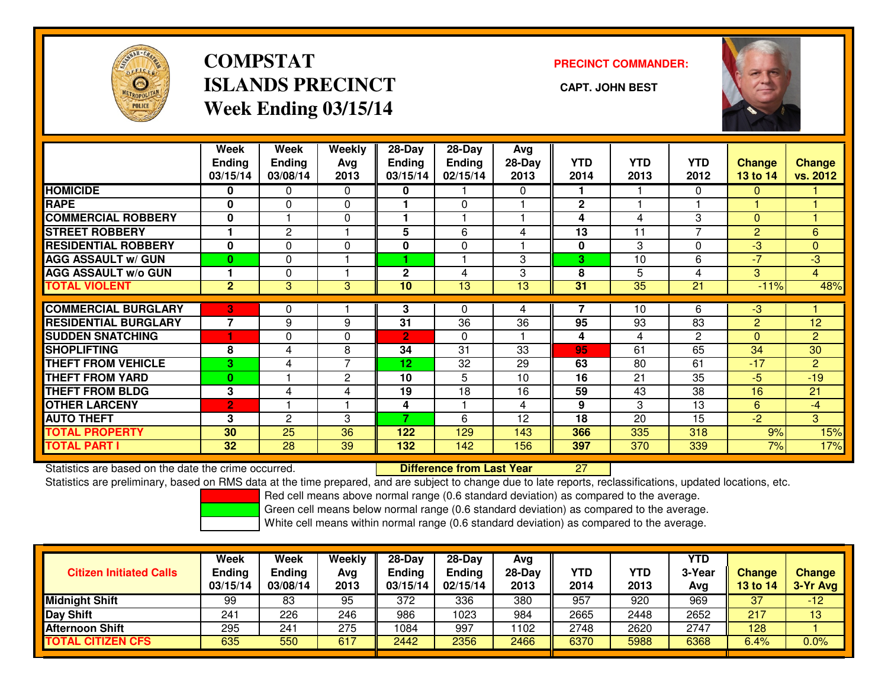# COMPSTAT
# ISLANDS PRECINCT
# Week Ending 03/15/14

**PRECINCT COMMANDER:**

**CAPT. JOHN BEST**

| | Week Ending 03/15/14 | Week Ending 03/08/14 | Weekly Avg 2013 | 28-Day Ending 03/15/14 | 28-Day Ending 02/15/14 | Avg 28-Day 2013 | YTD 2014 | YTD 2013 | YTD 2012 | Change 13 to 14 | Change vs. 2012 |
|---|---|---|---|---|---|---|---|---|---|---|---|
| HOMICIDE | 0 | 0 | 0 | 0 | 1 | 0 | 1 | 1 | 0 | 0 | 1 |
| RAPE | 0 | 0 | 0 | 1 | 0 | 1 | 2 | 1 | 1 | 1 | 1 |
| COMMERCIAL ROBBERY | 0 | 1 | 0 | 1 | 1 | 1 | 4 | 4 | 3 | 0 | 1 |
| STREET ROBBERY | 1 | 2 | 1 | 5 | 6 | 4 | 13 | 11 | 7 | 2 | 6 |
| RESIDENTIAL ROBBERY | 0 | 0 | 0 | 0 | 0 | 1 | 0 | 3 | 0 | -3 | 0 |
| AGG ASSAULT w/ GUN | 0 | 0 | 1 | 1 | 1 | 3 | 3 | 10 | 6 | -7 | -3 |
| AGG ASSAULT w/o GUN | 1 | 0 | 1 | 2 | 4 | 3 | 8 | 5 | 4 | 3 | 4 |
| TOTAL VIOLENT | 2 | 3 | 3 | 10 | 13 | 13 | 31 | 35 | 21 | -11% | 48% |
| COMMERCIAL BURGLARY | 3 | 0 | 1 | 3 | 0 | 4 | 7 | 10 | 6 | -3 | 1 |
| RESIDENTIAL BURGLARY | 7 | 9 | 9 | 31 | 36 | 36 | 95 | 93 | 83 | 2 | 12 |
| SUDDEN SNATCHING | 1 | 0 | 0 | 2 | 0 | 1 | 4 | 4 | 2 | 0 | 2 |
| SHOPLIFTING | 8 | 4 | 8 | 34 | 31 | 33 | 95 | 61 | 65 | 34 | 30 |
| THEFT FROM VEHICLE | 3 | 4 | 7 | 12 | 32 | 29 | 63 | 80 | 61 | -17 | 2 |
| THEFT FROM YARD | 0 | 1 | 2 | 10 | 5 | 10 | 16 | 21 | 35 | -5 | -19 |
| THEFT FROM BLDG | 3 | 4 | 4 | 19 | 18 | 16 | 59 | 43 | 38 | 16 | 21 |
| OTHER LARCENY | 2 | 1 | 1 | 4 | 1 | 4 | 9 | 3 | 13 | 6 | -4 |
| AUTO THEFT | 3 | 2 | 3 | 7 | 6 | 12 | 18 | 20 | 15 | -2 | 3 |
| TOTAL PROPERTY | 30 | 25 | 36 | 122 | 129 | 143 | 366 | 335 | 318 | 9% | 15% |
| TOTAL PART I | 32 | 28 | 39 | 132 | 142 | 156 | 397 | 370 | 339 | 7% | 17% |

Statistics are based on the date the crime occurred.

**Difference from Last Year** 27

Statistics are preliminary, based on RMS data at the time prepared, and are subject to change due to late reports, reclassifications, updated locations, etc.

Red cell means above normal range (0.6 standard deviation) as compared to the average.

Green cell means below normal range (0.6 standard deviation) as compared to the average.

White cell means within normal range (0.6 standard deviation) as compared to the average.

| Citizen Initiated Calls | Week Ending 03/15/14 | Week Ending 03/08/14 | Weekly Avg 2013 | 28-Day Ending 03/15/14 | 28-Day Ending 02/15/14 | Avg 28-Day 2013 | YTD 2014 | YTD 2013 | YTD 3-Year Avg | Change 13 to 14 | Change 3-Yr Avg |
|---|---|---|---|---|---|---|---|---|---|---|---|
| Midnight Shift | 99 | 83 | 95 | 372 | 336 | 380 | 957 | 920 | 969 | 37 | -12 |
| Day Shift | 241 | 226 | 246 | 986 | 1023 | 984 | 2665 | 2448 | 2652 | 217 | 13 |
| Afternoon Shift | 295 | 241 | 275 | 1084 | 997 | 1102 | 2748 | 2620 | 2747 | 128 | 1 |
| TOTAL CITIZEN CFS | 635 | 550 | 617 | 2442 | 2356 | 2466 | 6370 | 5988 | 6368 | 6.4% | 0.0% |